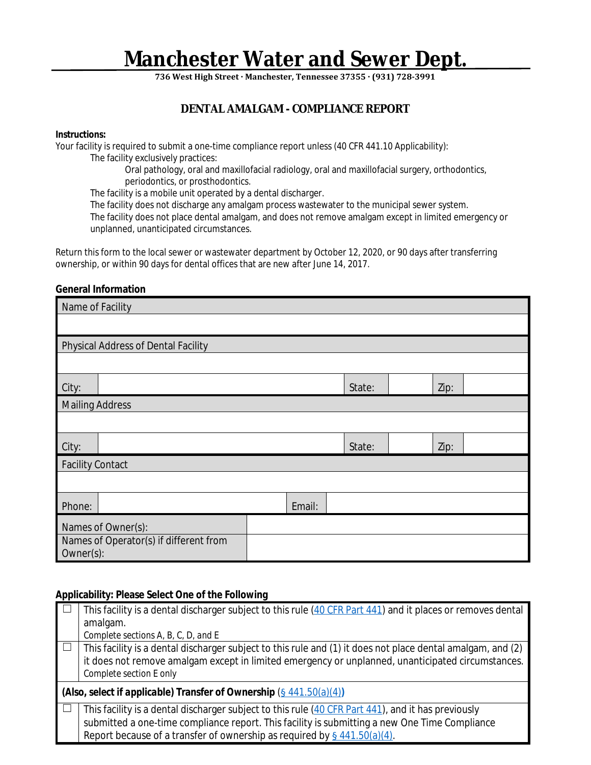# Manchester Water and Sewer Dept.

**736 West High Street · Manchester, Tennessee 37355 · (931) 728-3991**

## DENTAL AMALGAM - COMPLIANCE REPORT

**Instructions:**

Your facility is required to submit a one-time compliance report unless (40 CFR 441.10 Applicability):

- The facility exclusively practices:
  - Oral pathology, oral and maxillofacial radiology, oral and maxillofacial surgery, orthodontics, periodontics, or prosthodontics.
- The facility is a mobile unit operated by a dental discharger.
- The facility does not discharge any amalgam process wastewater to the municipal sewer system.
- The facility does not place dental amalgam, and does not remove amalgam except in limited emergency or unplanned, unanticipated circumstances.

Return this form to the local sewer or wastewater department by October 12, 2020, or 90 days after transferring ownership, or within 90 days for dental offices that are new after June 14, 2017.

**General Information**

| Name of Facility | | | | | |
|---|---|---|---|---|---|
| | | | | | |
| **Physical Address of Dental Facility** | | | | | |
| | | | | | |
| City: | | State: | | Zip: | |
| **Mailing Address** | | | | | |
| | | | | | |
| City: | | State: | | Zip: | |
| **Facility Contact** | | | | | |
| | | | | | |
| Phone: | | Email: | | | |
| Names of Owner(s): | | | | | |
| Names of Operator(s) if different from Owner(s): | | | | | |

**Applicability: Please Select One of the Following**

| | |
|---|---|
| ☐ | This facility is a dental discharger subject to this rule (40 CFR Part 441) and it places or removes dental amalgam. Complete sections A, B, C, D, and E |
| ☐ | This facility is a dental discharger subject to this rule and (1) it does not place dental amalgam, and (2) it does not remove amalgam except in limited emergency or unplanned, unanticipated circumstances. Complete section E only |
| ***(Also, select if applicable)* Transfer of Ownership** (§ 441.50(a)(4)) | |
| ☐ | This facility is a dental discharger subject to this rule (40 CFR Part 441), and it has previously submitted a one-time compliance report. This facility is submitting a new One Time Compliance Report because of a transfer of ownership as required by § 441.50(a)(4). |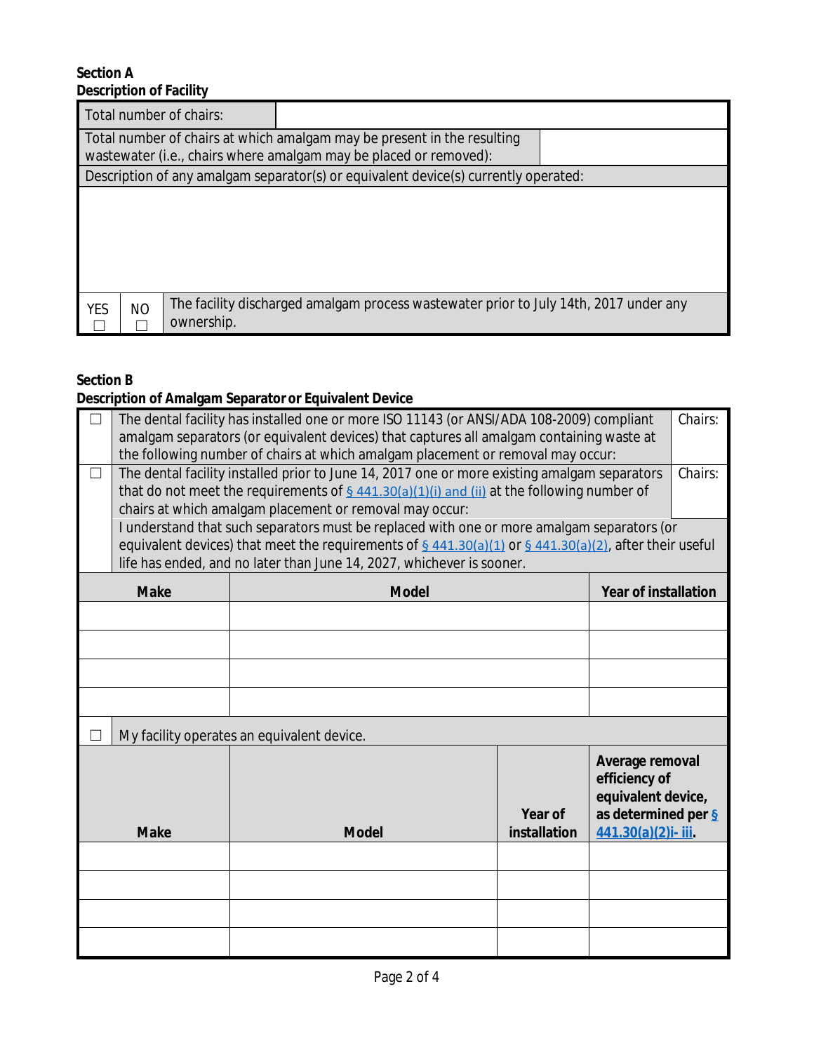**Section A**
**Description of Facility**

| Total number of chairs: | |
|---|---|
| Total number of chairs at which amalgam may be present in the resulting wastewater (i.e., chairs where amalgam may be placed or removed): | |

Description of any amalgam separator(s) or equivalent device(s) currently operated:

| YES | NO | |
|---|---|---|
| ☐ | ☐ | The facility discharged amalgam process wastewater prior to July 14th, 2017 under any ownership. |

**Section B**
**Description of Amalgam Separator or Equivalent Device**

| | | |
|---|---|---|
| ☐ | The dental facility has installed one or more ISO 11143 (or ANSI/ADA 108-2009) compliant amalgam separators (or equivalent devices) that captures all amalgam containing waste at the following number of chairs at which amalgam placement or removal may occur: | Chairs: |
| ☐ | The dental facility installed prior to June 14, 2017 one or more existing amalgam separators that do not meet the requirements of § 441.30(a)(1)(i) and (ii) at the following number of chairs at which amalgam placement or removal may occur: | Chairs: |
| | I understand that such separators must be replaced with one or more amalgam separators (or equivalent devices) that meet the requirements of § 441.30(a)(1) or § 441.30(a)(2), after their useful life has ended, and no later than June 14, 2027, whichever is sooner. | |

| Make | Model | Year of installation |
|---|---|---|
| | | |
| | | |
| | | |
| | | |

☐ My facility operates an equivalent device.

| Make | Model | Year of installation | Average removal efficiency of equivalent device, as determined per § 441.30(a)(2)i- iii. |
|---|---|---|---|
| | | | |
| | | | |
| | | | |
| | | | |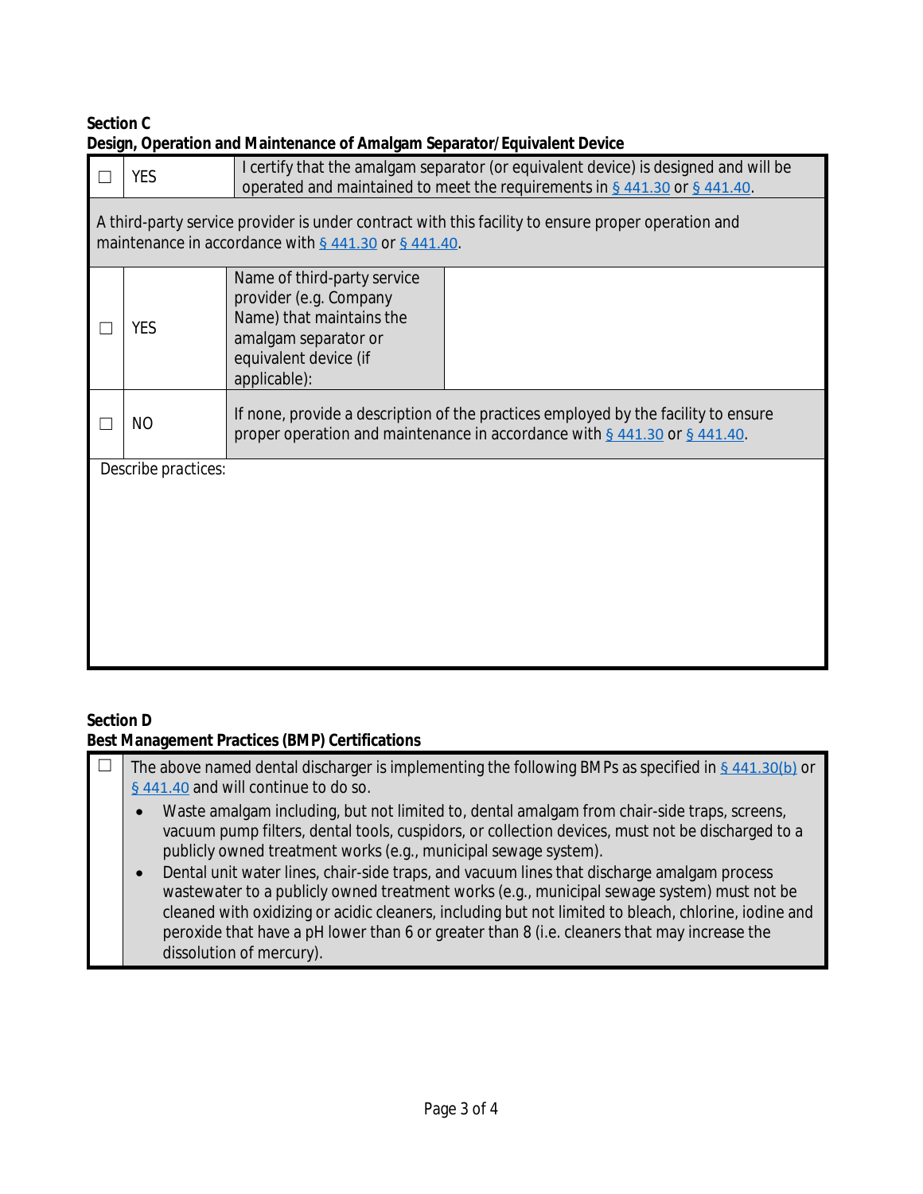**Section C**

**Design, Operation and Maintenance of Amalgam Separator/Equivalent Device**

| ☐ | YES | I certify that the amalgam separator (or equivalent device) is designed and will be operated and maintained to meet the requirements in § 441.30 or § 441.40. |
|---|---|---|
| A third-party service provider is under contract with this facility to ensure proper operation and maintenance in accordance with § 441.30 or § 441.40. | | |
| ☐ | YES | Name of third-party service provider (e.g. Company Name) that maintains the amalgam separator or equivalent device (if applicable): |
| ☐ | NO | If none, provide a description of the practices employed by the facility to ensure proper operation and maintenance in accordance with § 441.30 or § 441.40. |
| Describe practices: | | |

**Section D**

**Best Management Practices (BMP) Certifications**

☐ The above named dental discharger is implementing the following BMPs as specified in § 441.30(b) or § 441.40 and will continue to do so.

- Waste amalgam including, but not limited to, dental amalgam from chair-side traps, screens, vacuum pump filters, dental tools, cuspidors, or collection devices, must not be discharged to a publicly owned treatment works (e.g., municipal sewage system).
- Dental unit water lines, chair-side traps, and vacuum lines that discharge amalgam process wastewater to a publicly owned treatment works (e.g., municipal sewage system) must not be cleaned with oxidizing or acidic cleaners, including but not limited to bleach, chlorine, iodine and peroxide that have a pH lower than 6 or greater than 8 (i.e. cleaners that may increase the dissolution of mercury).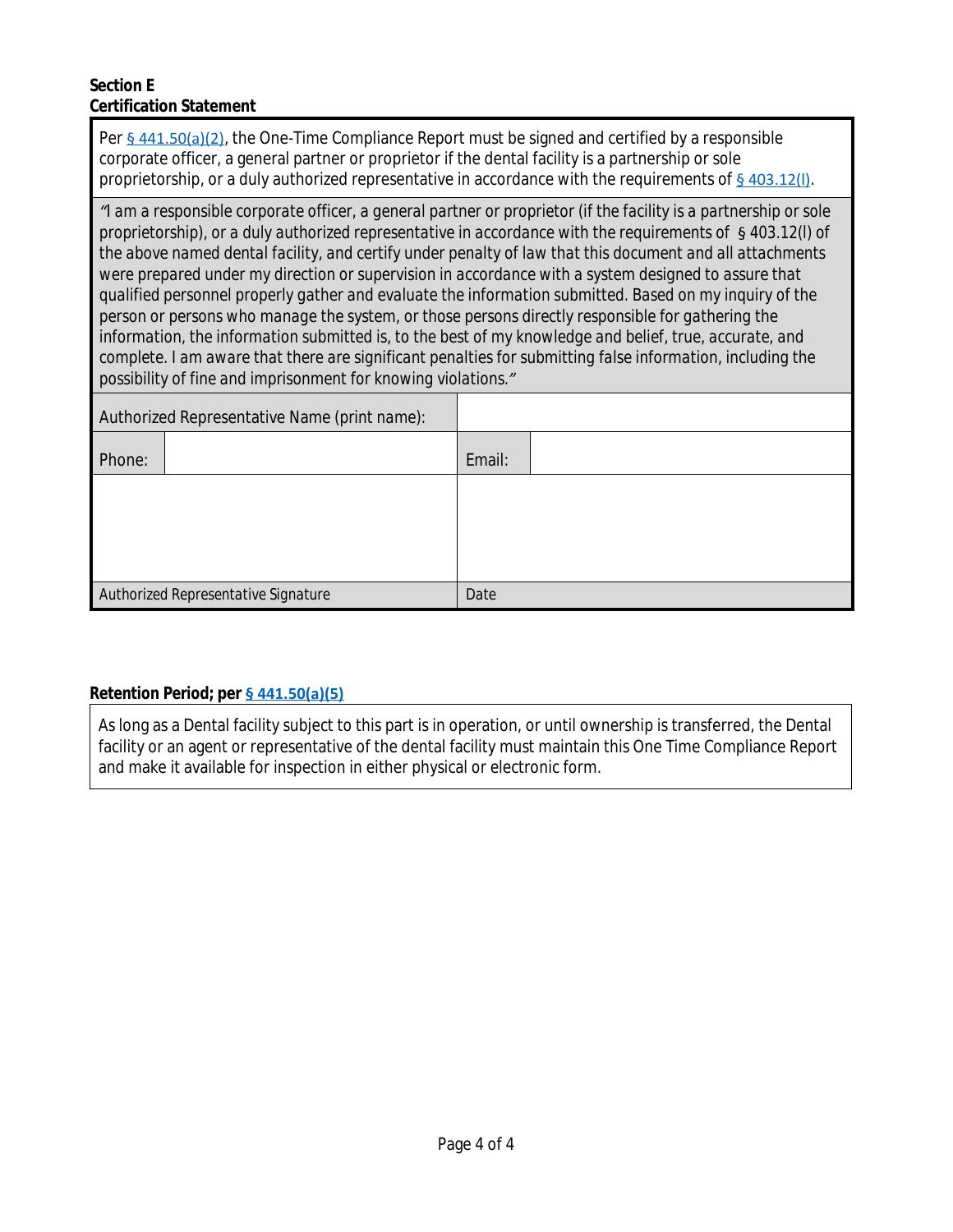**Section E**
**Certification Statement**

Per § 441.50(a)(2), the One-Time Compliance Report must be signed and certified by a responsible corporate officer, a general partner or proprietor if the dental facility is a partnership or sole proprietorship, or a duly authorized representative in accordance with the requirements of § 403.12(l).

*"I am a responsible corporate officer, a general partner or proprietor (if the facility is a partnership or sole proprietorship), or a duly authorized representative in accordance with the requirements of § 403.12(l) of the above named dental facility, and certify under penalty of law that this document and all attachments were prepared under my direction or supervision in accordance with a system designed to assure that qualified personnel properly gather and evaluate the information submitted. Based on my inquiry of the person or persons who manage the system, or those persons directly responsible for gathering the information, the information submitted is, to the best of my knowledge and belief, true, accurate, and complete. I am aware that there are significant penalties for submitting false information, including the possibility of fine and imprisonment for knowing violations."*

| Authorized Representative Name (print name): | | | |
|---|---|---|---|
| Phone: | | Email: | |
| | | | |
| Authorized Representative Signature | | Date | |

**Retention Period; per § 441.50(a)(5)**

As long as a Dental facility subject to this part is in operation, or until ownership is transferred, the Dental facility or an agent or representative of the dental facility must maintain this One Time Compliance Report and make it available for inspection in either physical or electronic form.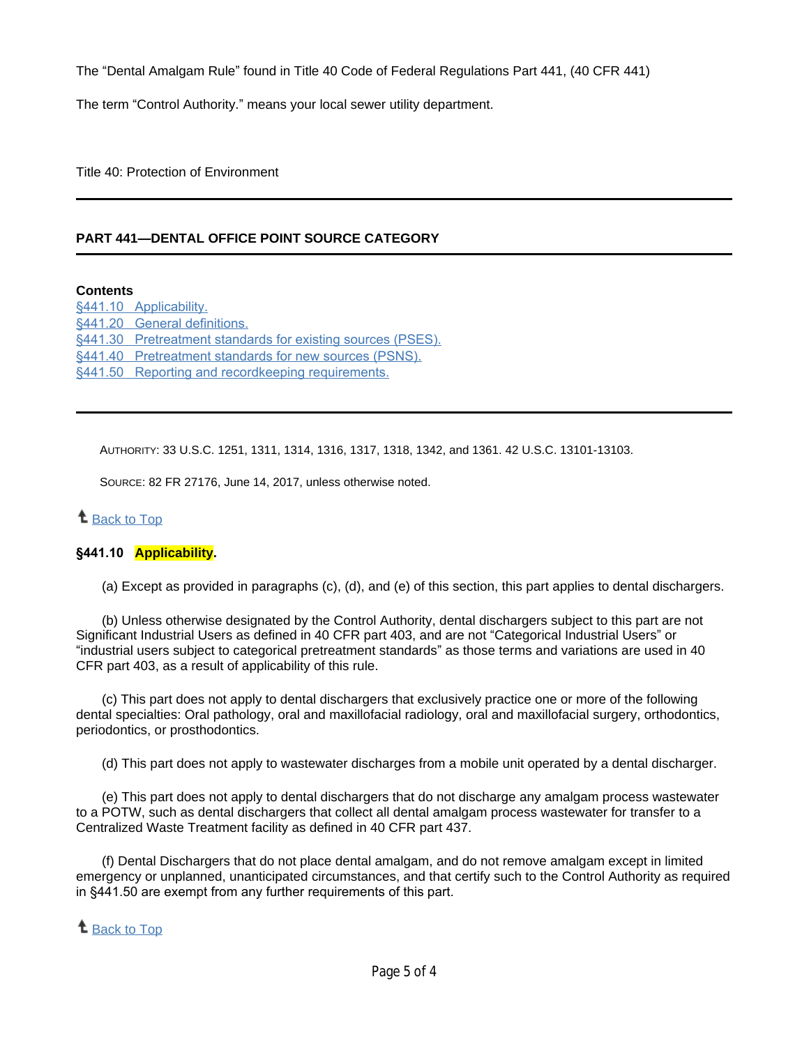The “Dental Amalgam Rule” found in Title 40 Code of Federal Regulations Part 441, (40 CFR 441)

The term “Control Authority.” means your local sewer utility department.

Title 40: Protection of Environment

---

## PART 441—DENTAL OFFICE POINT SOURCE CATEGORY

---

**Contents**

[§441.10 Applicability.](#)
[§441.20 General definitions.](#)
[§441.30 Pretreatment standards for existing sources (PSES).](#)
[§441.40 Pretreatment standards for new sources (PSNS).](#)
[§441.50 Reporting and recordkeeping requirements.](#)

---

AUTHORITY: 33 U.S.C. 1251, 1311, 1314, 1316, 1317, 1318, 1342, and 1361. 42 U.S.C. 13101-13103.

SOURCE: 82 FR 27176, June 14, 2017, unless otherwise noted.

[Back to Top](#)

### §441.10 Applicability.

(a) Except as provided in paragraphs (c), (d), and (e) of this section, this part applies to dental dischargers.

(b) Unless otherwise designated by the Control Authority, dental dischargers subject to this part are not Significant Industrial Users as defined in 40 CFR part 403, and are not “Categorical Industrial Users” or “industrial users subject to categorical pretreatment standards” as those terms and variations are used in 40 CFR part 403, as a result of applicability of this rule.

(c) This part does not apply to dental dischargers that exclusively practice one or more of the following dental specialties: Oral pathology, oral and maxillofacial radiology, oral and maxillofacial surgery, orthodontics, periodontics, or prosthodontics.

(d) This part does not apply to wastewater discharges from a mobile unit operated by a dental discharger.

(e) This part does not apply to dental dischargers that do not discharge any amalgam process wastewater to a POTW, such as dental dischargers that collect all dental amalgam process wastewater for transfer to a Centralized Waste Treatment facility as defined in 40 CFR part 437.

(f) Dental Dischargers that do not place dental amalgam, and do not remove amalgam except in limited emergency or unplanned, unanticipated circumstances, and that certify such to the Control Authority as required in §441.50 are exempt from any further requirements of this part.

[Back to Top](#)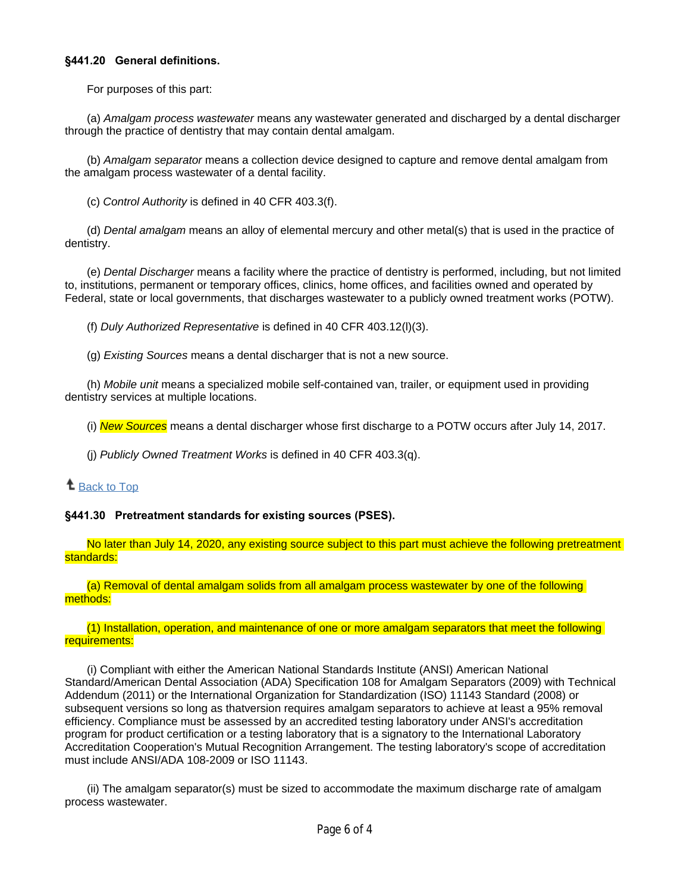**§441.20 General definitions.**

For purposes of this part:

(a) *Amalgam process wastewater* means any wastewater generated and discharged by a dental discharger through the practice of dentistry that may contain dental amalgam.

(b) *Amalgam separator* means a collection device designed to capture and remove dental amalgam from the amalgam process wastewater of a dental facility.

(c) *Control Authority* is defined in 40 CFR 403.3(f).

(d) *Dental amalgam* means an alloy of elemental mercury and other metal(s) that is used in the practice of dentistry.

(e) *Dental Discharger* means a facility where the practice of dentistry is performed, including, but not limited to, institutions, permanent or temporary offices, clinics, home offices, and facilities owned and operated by Federal, state or local governments, that discharges wastewater to a publicly owned treatment works (POTW).

(f) *Duly Authorized Representative* is defined in 40 CFR 403.12(l)(3).

(g) *Existing Sources* means a dental discharger that is not a new source.

(h) *Mobile unit* means a specialized mobile self-contained van, trailer, or equipment used in providing dentistry services at multiple locations.

(i) *New Sources* means a dental discharger whose first discharge to a POTW occurs after July 14, 2017.

(j) *Publicly Owned Treatment Works* is defined in 40 CFR 403.3(q).

Back to Top

**§441.30 Pretreatment standards for existing sources (PSES).**

No later than July 14, 2020, any existing source subject to this part must achieve the following pretreatment standards:

(a) Removal of dental amalgam solids from all amalgam process wastewater by one of the following methods:

(1) Installation, operation, and maintenance of one or more amalgam separators that meet the following requirements:

(i) Compliant with either the American National Standards Institute (ANSI) American National Standard/American Dental Association (ADA) Specification 108 for Amalgam Separators (2009) with Technical Addendum (2011) or the International Organization for Standardization (ISO) 11143 Standard (2008) or subsequent versions so long as thatversion requires amalgam separators to achieve at least a 95% removal efficiency. Compliance must be assessed by an accredited testing laboratory under ANSI's accreditation program for product certification or a testing laboratory that is a signatory to the International Laboratory Accreditation Cooperation's Mutual Recognition Arrangement. The testing laboratory's scope of accreditation must include ANSI/ADA 108-2009 or ISO 11143.

(ii) The amalgam separator(s) must be sized to accommodate the maximum discharge rate of amalgam process wastewater.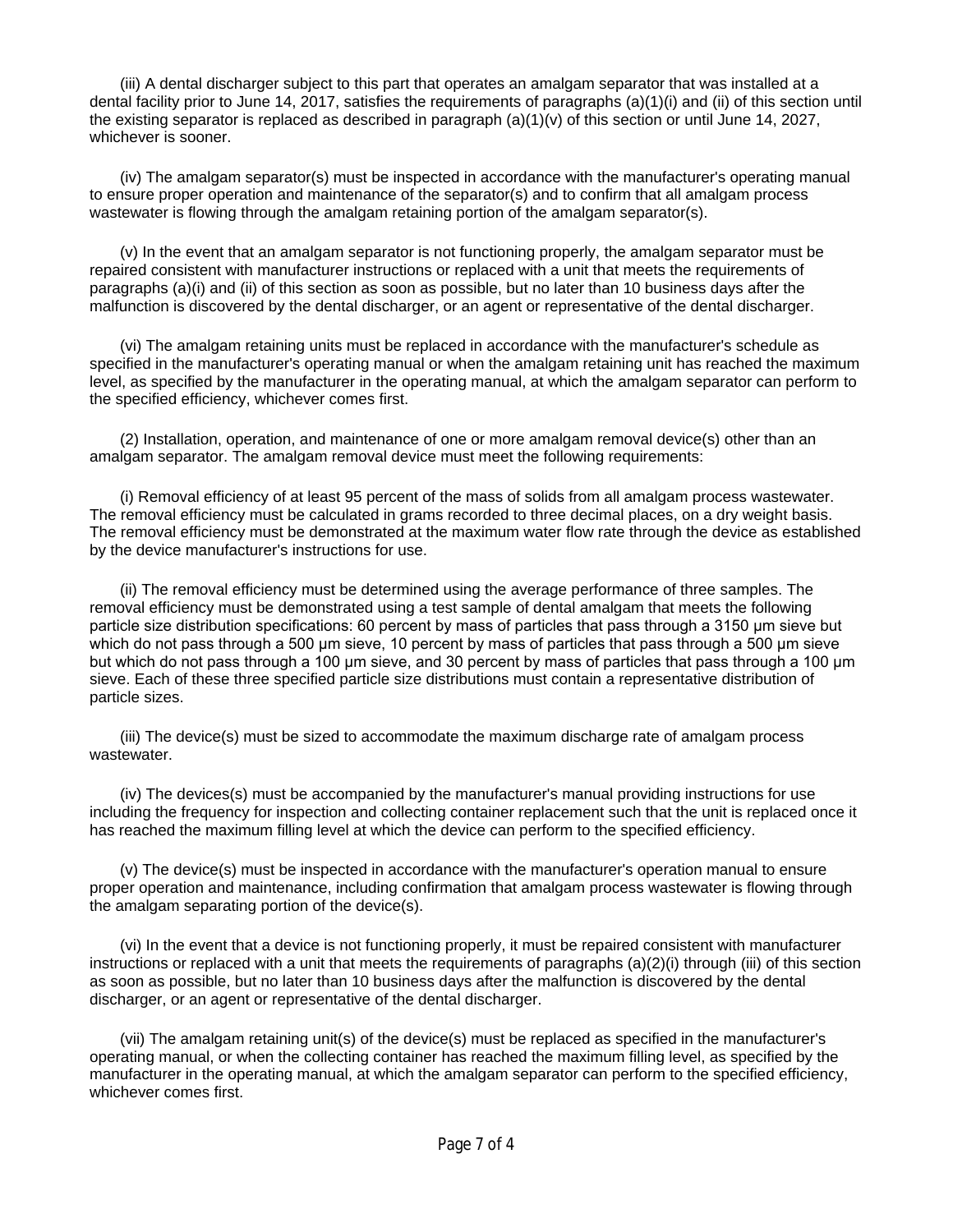(iii) A dental discharger subject to this part that operates an amalgam separator that was installed at a dental facility prior to June 14, 2017, satisfies the requirements of paragraphs (a)(1)(i) and (ii) of this section until the existing separator is replaced as described in paragraph (a)(1)(v) of this section or until June 14, 2027, whichever is sooner.

(iv) The amalgam separator(s) must be inspected in accordance with the manufacturer's operating manual to ensure proper operation and maintenance of the separator(s) and to confirm that all amalgam process wastewater is flowing through the amalgam retaining portion of the amalgam separator(s).

(v) In the event that an amalgam separator is not functioning properly, the amalgam separator must be repaired consistent with manufacturer instructions or replaced with a unit that meets the requirements of paragraphs (a)(i) and (ii) of this section as soon as possible, but no later than 10 business days after the malfunction is discovered by the dental discharger, or an agent or representative of the dental discharger.

(vi) The amalgam retaining units must be replaced in accordance with the manufacturer's schedule as specified in the manufacturer's operating manual or when the amalgam retaining unit has reached the maximum level, as specified by the manufacturer in the operating manual, at which the amalgam separator can perform to the specified efficiency, whichever comes first.

(2) Installation, operation, and maintenance of one or more amalgam removal device(s) other than an amalgam separator. The amalgam removal device must meet the following requirements:

(i) Removal efficiency of at least 95 percent of the mass of solids from all amalgam process wastewater. The removal efficiency must be calculated in grams recorded to three decimal places, on a dry weight basis. The removal efficiency must be demonstrated at the maximum water flow rate through the device as established by the device manufacturer's instructions for use.

(ii) The removal efficiency must be determined using the average performance of three samples. The removal efficiency must be demonstrated using a test sample of dental amalgam that meets the following particle size distribution specifications: 60 percent by mass of particles that pass through a 3150 μm sieve but which do not pass through a 500 μm sieve, 10 percent by mass of particles that pass through a 500 μm sieve but which do not pass through a 100 μm sieve, and 30 percent by mass of particles that pass through a 100 μm sieve. Each of these three specified particle size distributions must contain a representative distribution of particle sizes.

(iii) The device(s) must be sized to accommodate the maximum discharge rate of amalgam process wastewater.

(iv) The devices(s) must be accompanied by the manufacturer's manual providing instructions for use including the frequency for inspection and collecting container replacement such that the unit is replaced once it has reached the maximum filling level at which the device can perform to the specified efficiency.

(v) The device(s) must be inspected in accordance with the manufacturer's operation manual to ensure proper operation and maintenance, including confirmation that amalgam process wastewater is flowing through the amalgam separating portion of the device(s).

(vi) In the event that a device is not functioning properly, it must be repaired consistent with manufacturer instructions or replaced with a unit that meets the requirements of paragraphs (a)(2)(i) through (iii) of this section as soon as possible, but no later than 10 business days after the malfunction is discovered by the dental discharger, or an agent or representative of the dental discharger.

(vii) The amalgam retaining unit(s) of the device(s) must be replaced as specified in the manufacturer's operating manual, or when the collecting container has reached the maximum filling level, as specified by the manufacturer in the operating manual, at which the amalgam separator can perform to the specified efficiency, whichever comes first.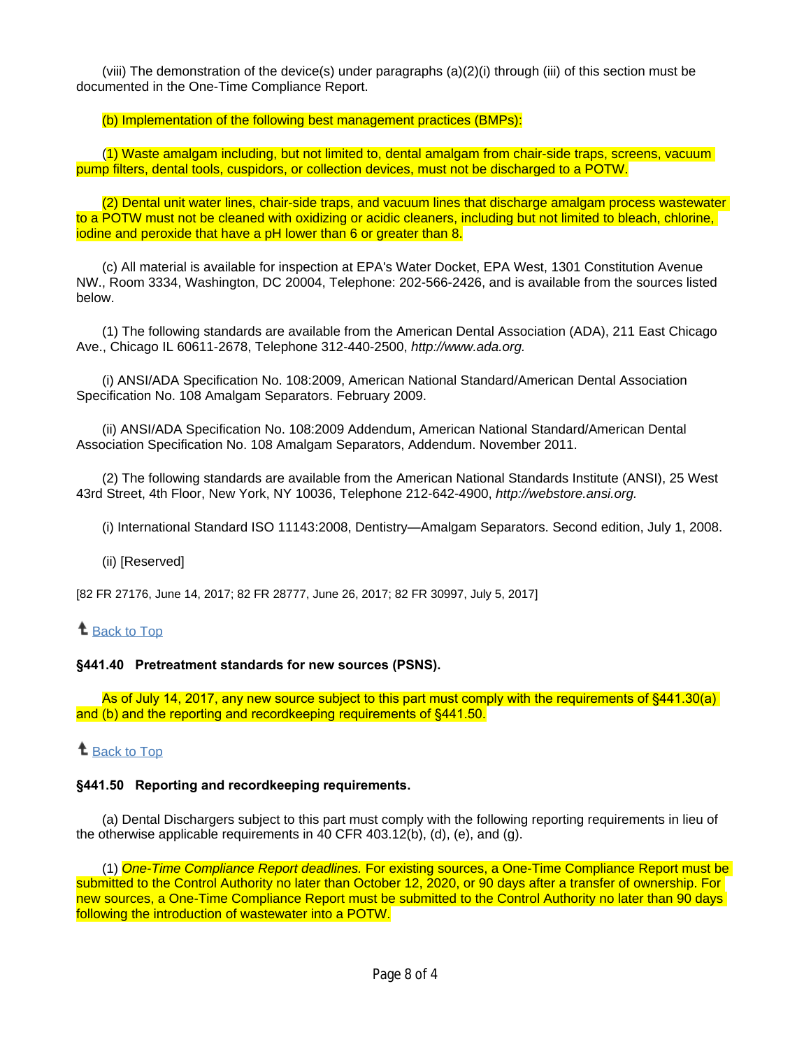(viii) The demonstration of the device(s) under paragraphs (a)(2)(i) through (iii) of this section must be documented in the One-Time Compliance Report.

(b) Implementation of the following best management practices (BMPs):

(1) Waste amalgam including, but not limited to, dental amalgam from chair-side traps, screens, vacuum pump filters, dental tools, cuspidors, or collection devices, must not be discharged to a POTW.

(2) Dental unit water lines, chair-side traps, and vacuum lines that discharge amalgam process wastewater to a POTW must not be cleaned with oxidizing or acidic cleaners, including but not limited to bleach, chlorine, iodine and peroxide that have a pH lower than 6 or greater than 8.

(c) All material is available for inspection at EPA's Water Docket, EPA West, 1301 Constitution Avenue NW., Room 3334, Washington, DC 20004, Telephone: 202-566-2426, and is available from the sources listed below.

(1) The following standards are available from the American Dental Association (ADA), 211 East Chicago Ave., Chicago IL 60611-2678, Telephone 312-440-2500, *http://www.ada.org.*

(i) ANSI/ADA Specification No. 108:2009, American National Standard/American Dental Association Specification No. 108 Amalgam Separators. February 2009.

(ii) ANSI/ADA Specification No. 108:2009 Addendum, American National Standard/American Dental Association Specification No. 108 Amalgam Separators, Addendum. November 2011.

(2) The following standards are available from the American National Standards Institute (ANSI), 25 West 43rd Street, 4th Floor, New York, NY 10036, Telephone 212-642-4900, *http://webstore.ansi.org.*

(i) International Standard ISO 11143:2008, Dentistry—Amalgam Separators. Second edition, July 1, 2008.

(ii) [Reserved]

[82 FR 27176, June 14, 2017; 82 FR 28777, June 26, 2017; 82 FR 30997, July 5, 2017]

Back to Top

**§441.40 Pretreatment standards for new sources (PSNS).**

As of July 14, 2017, any new source subject to this part must comply with the requirements of §441.30(a) and (b) and the reporting and recordkeeping requirements of §441.50.

Back to Top

**§441.50 Reporting and recordkeeping requirements.**

(a) Dental Dischargers subject to this part must comply with the following reporting requirements in lieu of the otherwise applicable requirements in 40 CFR 403.12(b), (d), (e), and (g).

(1) *One-Time Compliance Report deadlines.* For existing sources, a One-Time Compliance Report must be submitted to the Control Authority no later than October 12, 2020, or 90 days after a transfer of ownership. For new sources, a One-Time Compliance Report must be submitted to the Control Authority no later than 90 days following the introduction of wastewater into a POTW.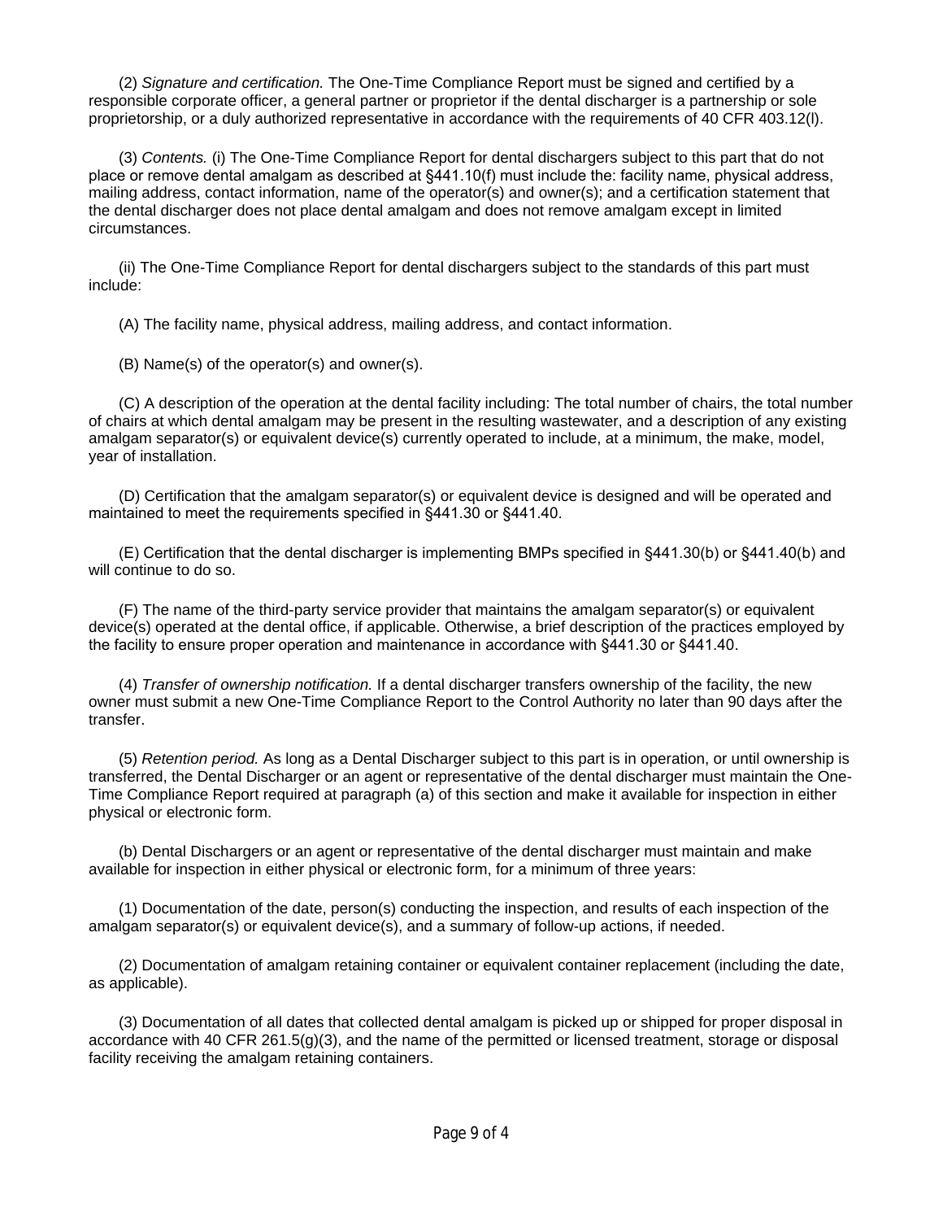(2) *Signature and certification.* The One-Time Compliance Report must be signed and certified by a responsible corporate officer, a general partner or proprietor if the dental discharger is a partnership or sole proprietorship, or a duly authorized representative in accordance with the requirements of 40 CFR 403.12(l).

(3) *Contents.* (i) The One-Time Compliance Report for dental dischargers subject to this part that do not place or remove dental amalgam as described at §441.10(f) must include the: facility name, physical address, mailing address, contact information, name of the operator(s) and owner(s); and a certification statement that the dental discharger does not place dental amalgam and does not remove amalgam except in limited circumstances.

(ii) The One-Time Compliance Report for dental dischargers subject to the standards of this part must include:

(A) The facility name, physical address, mailing address, and contact information.

(B) Name(s) of the operator(s) and owner(s).

(C) A description of the operation at the dental facility including: The total number of chairs, the total number of chairs at which dental amalgam may be present in the resulting wastewater, and a description of any existing amalgam separator(s) or equivalent device(s) currently operated to include, at a minimum, the make, model, year of installation.

(D) Certification that the amalgam separator(s) or equivalent device is designed and will be operated and maintained to meet the requirements specified in §441.30 or §441.40.

(E) Certification that the dental discharger is implementing BMPs specified in §441.30(b) or §441.40(b) and will continue to do so.

(F) The name of the third-party service provider that maintains the amalgam separator(s) or equivalent device(s) operated at the dental office, if applicable. Otherwise, a brief description of the practices employed by the facility to ensure proper operation and maintenance in accordance with §441.30 or §441.40.

(4) *Transfer of ownership notification.* If a dental discharger transfers ownership of the facility, the new owner must submit a new One-Time Compliance Report to the Control Authority no later than 90 days after the transfer.

(5) *Retention period.* As long as a Dental Discharger subject to this part is in operation, or until ownership is transferred, the Dental Discharger or an agent or representative of the dental discharger must maintain the One-Time Compliance Report required at paragraph (a) of this section and make it available for inspection in either physical or electronic form.

(b) Dental Dischargers or an agent or representative of the dental discharger must maintain and make available for inspection in either physical or electronic form, for a minimum of three years:

(1) Documentation of the date, person(s) conducting the inspection, and results of each inspection of the amalgam separator(s) or equivalent device(s), and a summary of follow-up actions, if needed.

(2) Documentation of amalgam retaining container or equivalent container replacement (including the date, as applicable).

(3) Documentation of all dates that collected dental amalgam is picked up or shipped for proper disposal in accordance with 40 CFR 261.5(g)(3), and the name of the permitted or licensed treatment, storage or disposal facility receiving the amalgam retaining containers.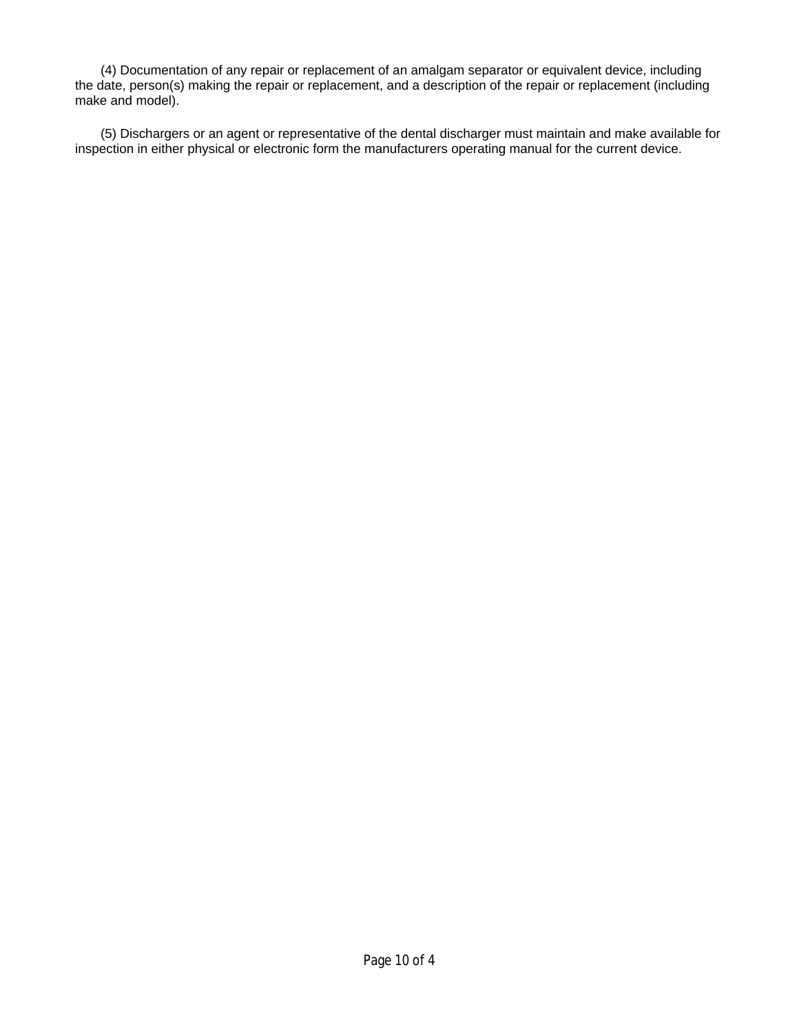(4) Documentation of any repair or replacement of an amalgam separator or equivalent device, including the date, person(s) making the repair or replacement, and a description of the repair or replacement (including make and model).

(5) Dischargers or an agent or representative of the dental discharger must maintain and make available for inspection in either physical or electronic form the manufacturers operating manual for the current device.